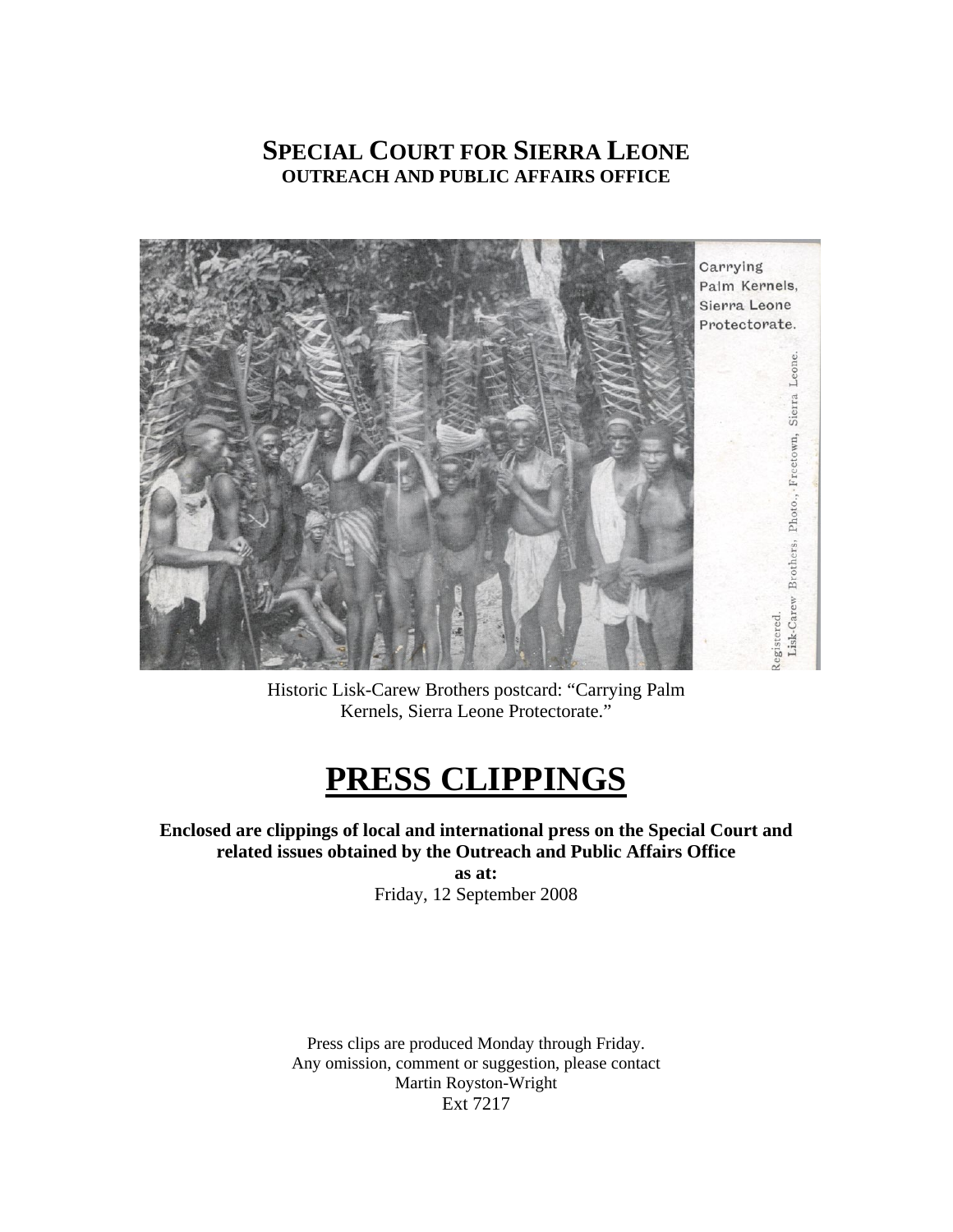# SPECIAL COURT FOR SIERRA LEONE
## OUTREACH AND PUBLIC AFFAIRS OFFICE

Historic Lisk-Carew Brothers postcard: "Carrying Palm Kernels, Sierra Leone Protectorate."

# PRESS CLIPPINGS

**Enclosed are clippings of local and international press on the Special Court and related issues obtained by the Outreach and Public Affairs Office**

**as at:**

Friday, 12 September 2008

Press clips are produced Monday through Friday.
Any omission, comment or suggestion, please contact
Martin Royston-Wright
Ext 7217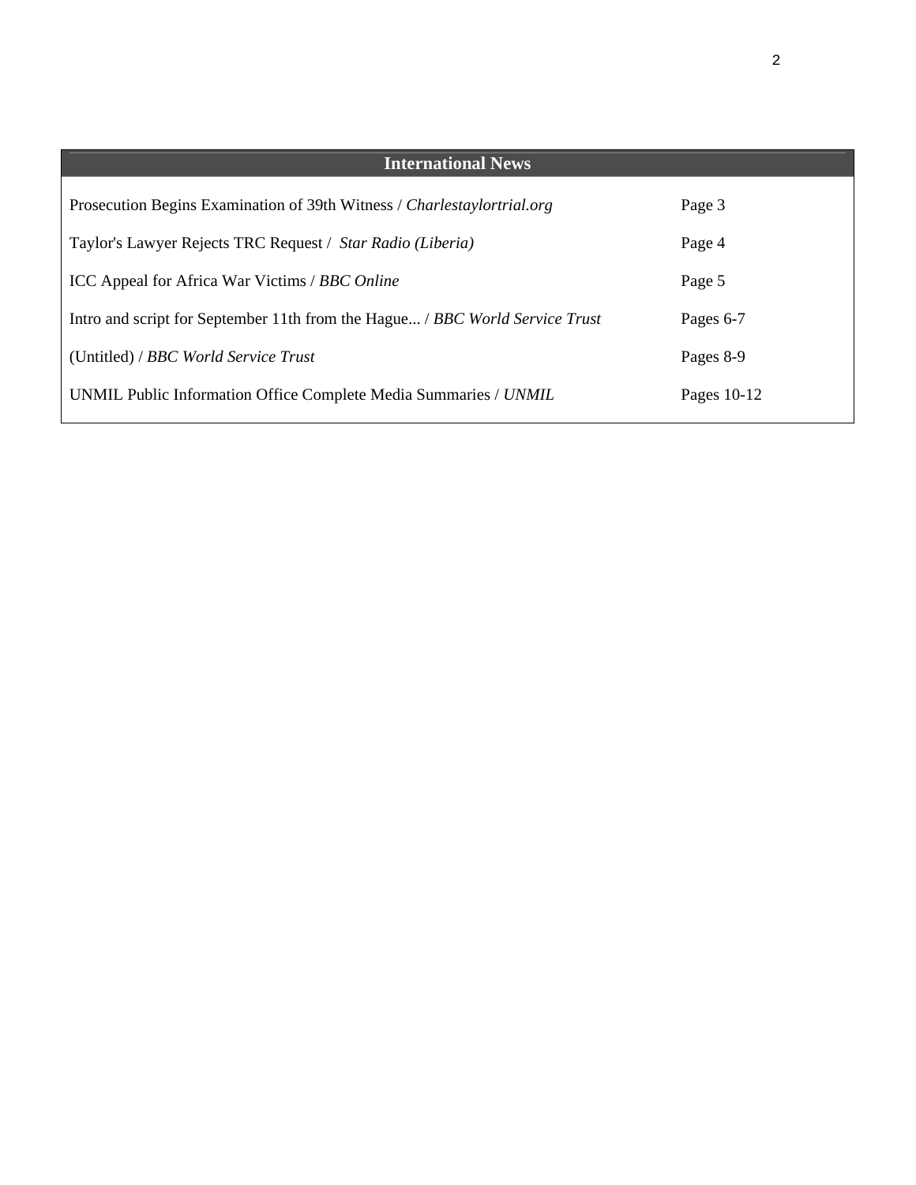## International News

| | |
|---|---|
| Prosecution Begins Examination of 39th Witness / *Charlestaylortrial.org* | Page 3 |
| Taylor's Lawyer Rejects TRC Request / *Star Radio (Liberia)* | Page 4 |
| ICC Appeal for Africa War Victims / *BBC Online* | Page 5 |
| Intro and script for September 11th from the Hague... / *BBC World Service Trust* | Pages 6-7 |
| (Untitled) / *BBC World Service Trust* | Pages 8-9 |
| UNMIL Public Information Office Complete Media Summaries / *UNMIL* | Pages 10-12 |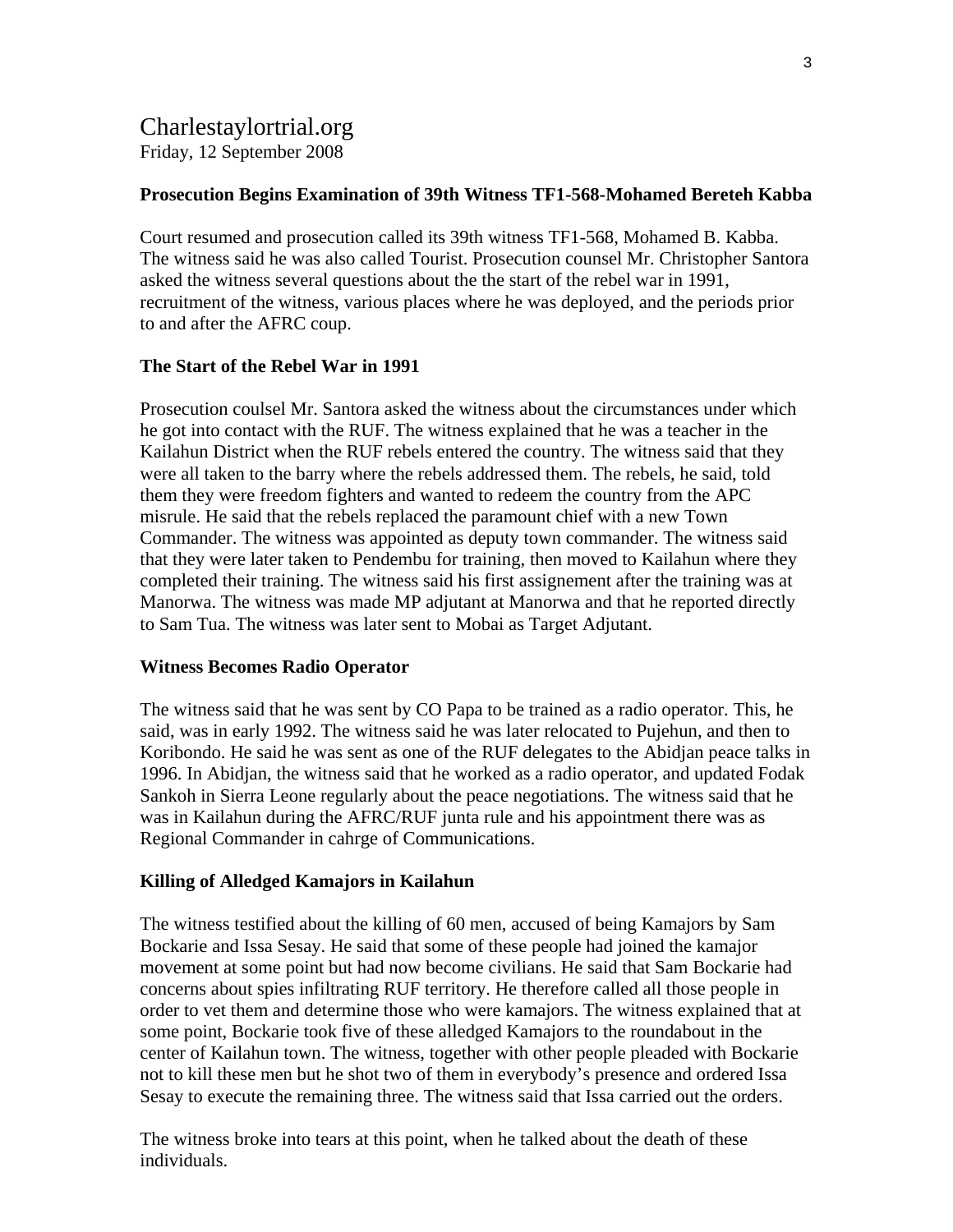## Charlestaylortrial.org
Friday, 12 September 2008

**Prosecution Begins Examination of 39th Witness TF1-568-Mohamed Bereteh Kabba**

Court resumed and prosecution called its 39th witness TF1-568, Mohamed B. Kabba. The witness said he was also called Tourist. Prosecution counsel Mr. Christopher Santora asked the witness several questions about the the start of the rebel war in 1991, recruitment of the witness, various places where he was deployed, and the periods prior to and after the AFRC coup.

**The Start of the Rebel War in 1991**

Prosecution coulsel Mr. Santora asked the witness about the circumstances under which he got into contact with the RUF. The witness explained that he was a teacher in the Kailahun District when the RUF rebels entered the country. The witness said that they were all taken to the barry where the rebels addressed them. The rebels, he said, told them they were freedom fighters and wanted to redeem the country from the APC misrule. He said that the rebels replaced the paramount chief with a new Town Commander. The witness was appointed as deputy town commander. The witness said that they were later taken to Pendembu for training, then moved to Kailahun where they completed their training. The witness said his first assignement after the training was at Manorwa. The witness was made MP adjutant at Manorwa and that he reported directly to Sam Tua. The witness was later sent to Mobai as Target Adjutant.

**Witness Becomes Radio Operator**

The witness said that he was sent by CO Papa to be trained as a radio operator. This, he said, was in early 1992. The witness said he was later relocated to Pujehun, and then to Koribondo. He said he was sent as one of the RUF delegates to the Abidjan peace talks in 1996. In Abidjan, the witness said that he worked as a radio operator, and updated Fodak Sankoh in Sierra Leone regularly about the peace negotiations. The witness said that he was in Kailahun during the AFRC/RUF junta rule and his appointment there was as Regional Commander in cahrge of Communications.

**Killing of Alledged Kamajors in Kailahun**

The witness testified about the killing of 60 men, accused of being Kamajors by Sam Bockarie and Issa Sesay. He said that some of these people had joined the kamajor movement at some point but had now become civilians. He said that Sam Bockarie had concerns about spies infiltrating RUF territory. He therefore called all those people in order to vet them and determine those who were kamajors. The witness explained that at some point, Bockarie took five of these alledged Kamajors to the roundabout in the center of Kailahun town. The witness, together with other people pleaded with Bockarie not to kill these men but he shot two of them in everybody's presence and ordered Issa Sesay to execute the remaining three. The witness said that Issa carried out the orders.

The witness broke into tears at this point, when he talked about the death of these individuals.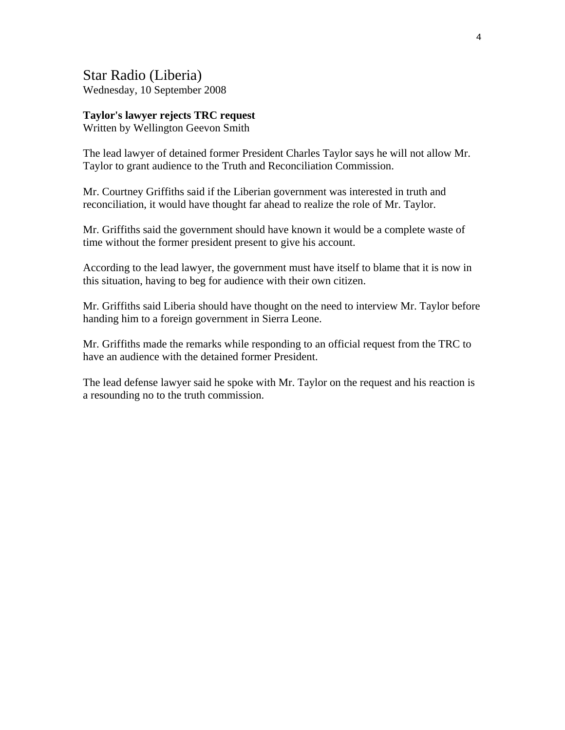## Star Radio (Liberia)
Wednesday, 10 September 2008

**Taylor's lawyer rejects TRC request**
Written by Wellington Geevon Smith

The lead lawyer of detained former President Charles Taylor says he will not allow Mr. Taylor to grant audience to the Truth and Reconciliation Commission.

Mr. Courtney Griffiths said if the Liberian government was interested in truth and reconciliation, it would have thought far ahead to realize the role of Mr. Taylor.

Mr. Griffiths said the government should have known it would be a complete waste of time without the former president present to give his account.

According to the lead lawyer, the government must have itself to blame that it is now in this situation, having to beg for audience with their own citizen.

Mr. Griffiths said Liberia should have thought on the need to interview Mr. Taylor before handing him to a foreign government in Sierra Leone.

Mr. Griffiths made the remarks while responding to an official request from the TRC to have an audience with the detained former President.

The lead defense lawyer said he spoke with Mr. Taylor on the request and his reaction is a resounding no to the truth commission.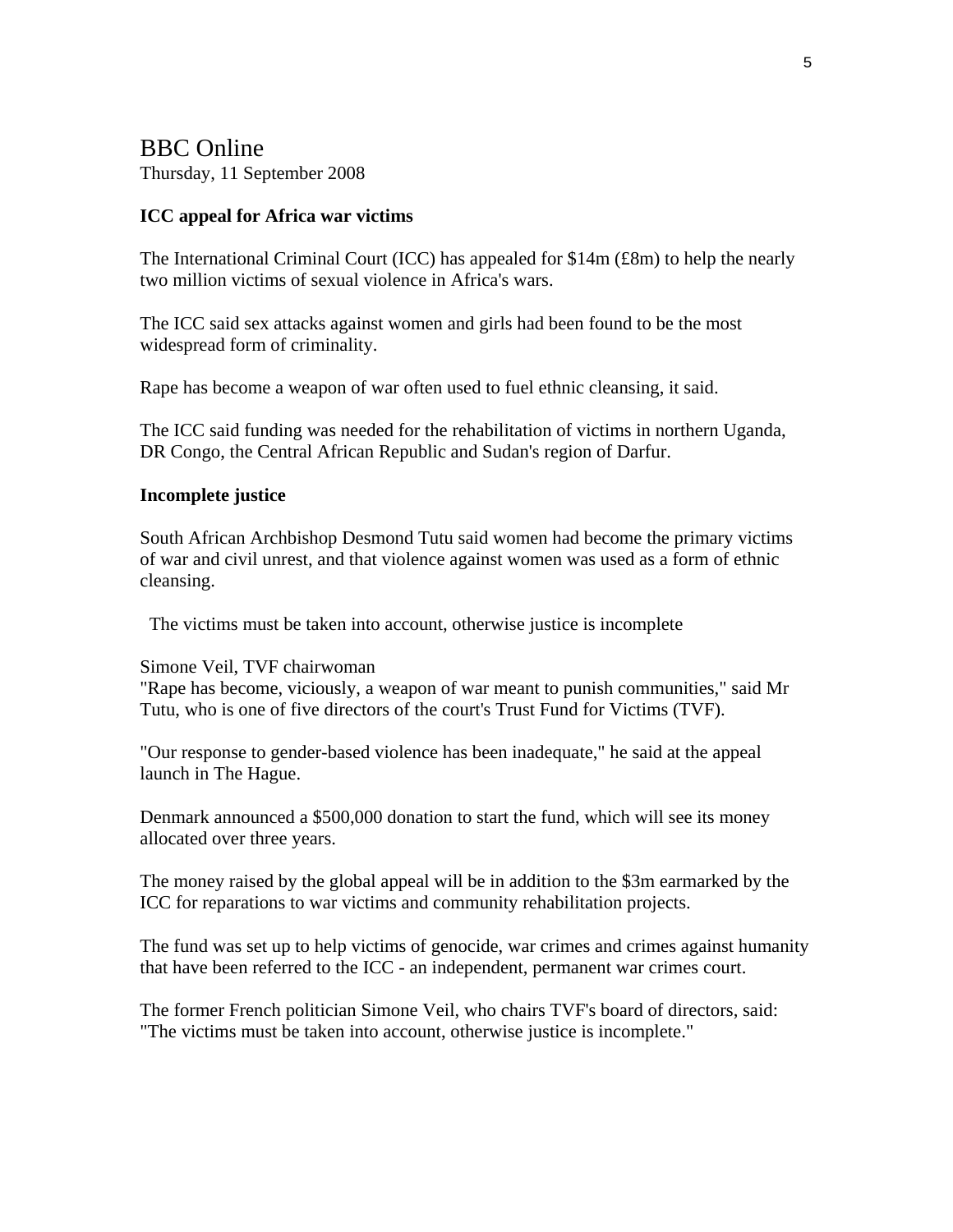## BBC Online

Thursday, 11 September 2008

**ICC appeal for Africa war victims**

The International Criminal Court (ICC) has appealed for $14m (£8m) to help the nearly two million victims of sexual violence in Africa's wars.

The ICC said sex attacks against women and girls had been found to be the most widespread form of criminality.

Rape has become a weapon of war often used to fuel ethnic cleansing, it said.

The ICC said funding was needed for the rehabilitation of victims in northern Uganda, DR Congo, the Central African Republic and Sudan's region of Darfur.

**Incomplete justice**

South African Archbishop Desmond Tutu said women had become the primary victims of war and civil unrest, and that violence against women was used as a form of ethnic cleansing.

The victims must be taken into account, otherwise justice is incomplete

Simone Veil, TVF chairwoman

"Rape has become, viciously, a weapon of war meant to punish communities," said Mr Tutu, who is one of five directors of the court's Trust Fund for Victims (TVF).

"Our response to gender-based violence has been inadequate," he said at the appeal launch in The Hague.

Denmark announced a $500,000 donation to start the fund, which will see its money allocated over three years.

The money raised by the global appeal will be in addition to the $3m earmarked by the ICC for reparations to war victims and community rehabilitation projects.

The fund was set up to help victims of genocide, war crimes and crimes against humanity that have been referred to the ICC - an independent, permanent war crimes court.

The former French politician Simone Veil, who chairs TVF's board of directors, said: "The victims must be taken into account, otherwise justice is incomplete."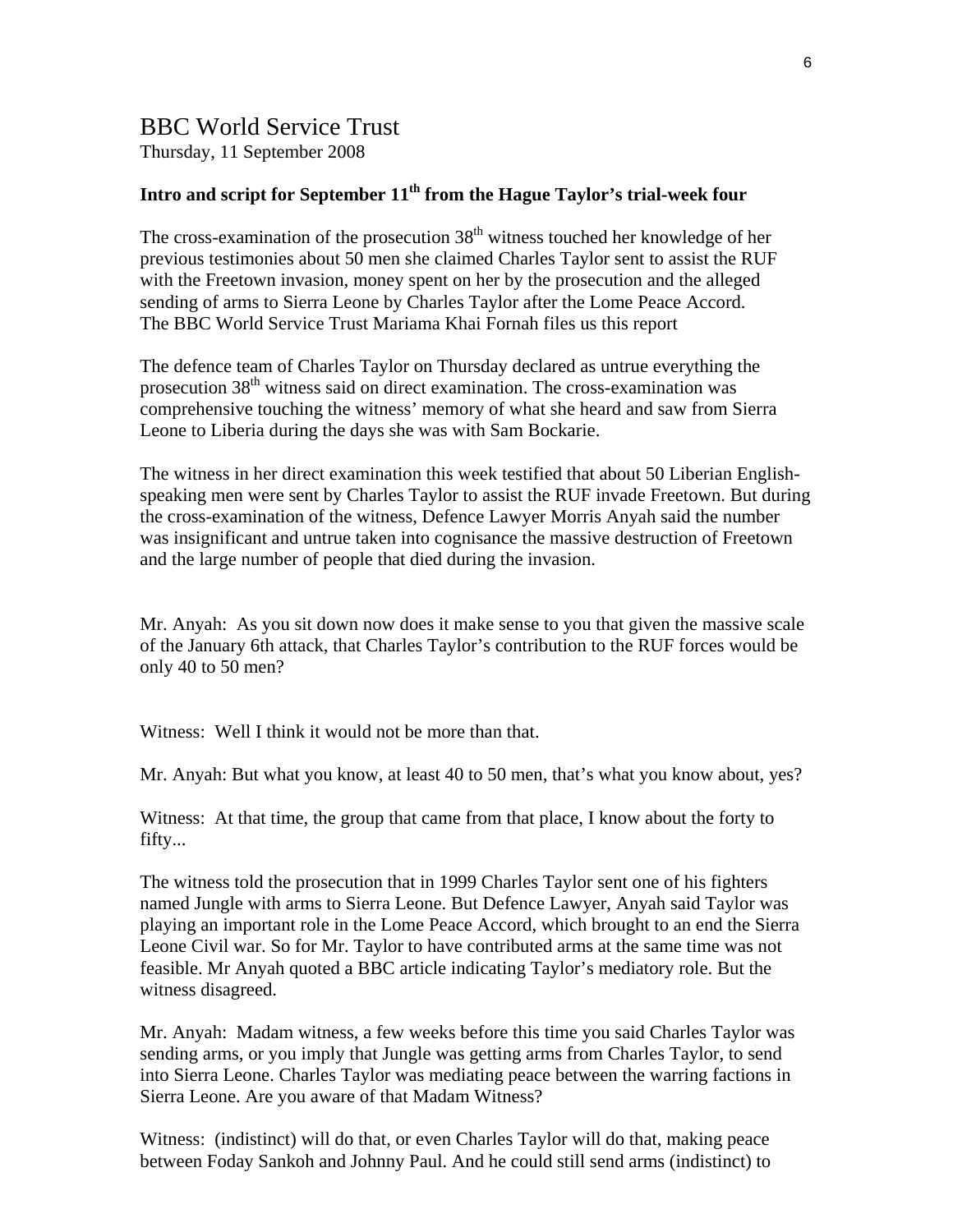# BBC World Service Trust

Thursday, 11 September 2008

**Intro and script for September 11th from the Hague Taylor's trial-week four**

The cross-examination of the prosecution 38th witness touched her knowledge of her previous testimonies about 50 men she claimed Charles Taylor sent to assist the RUF with the Freetown invasion, money spent on her by the prosecution and the alleged sending of arms to Sierra Leone by Charles Taylor after the Lome Peace Accord. The BBC World Service Trust Mariama Khai Fornah files us this report

The defence team of Charles Taylor on Thursday declared as untrue everything the prosecution 38th witness said on direct examination. The cross-examination was comprehensive touching the witness' memory of what she heard and saw from Sierra Leone to Liberia during the days she was with Sam Bockarie.

The witness in her direct examination this week testified that about 50 Liberian English-speaking men were sent by Charles Taylor to assist the RUF invade Freetown. But during the cross-examination of the witness, Defence Lawyer Morris Anyah said the number was insignificant and untrue taken into cognisance the massive destruction of Freetown and the large number of people that died during the invasion.

Mr. Anyah: As you sit down now does it make sense to you that given the massive scale of the January 6th attack, that Charles Taylor's contribution to the RUF forces would be only 40 to 50 men?

Witness: Well I think it would not be more than that.

Mr. Anyah: But what you know, at least 40 to 50 men, that's what you know about, yes?

Witness: At that time, the group that came from that place, I know about the forty to fifty...

The witness told the prosecution that in 1999 Charles Taylor sent one of his fighters named Jungle with arms to Sierra Leone. But Defence Lawyer, Anyah said Taylor was playing an important role in the Lome Peace Accord, which brought to an end the Sierra Leone Civil war. So for Mr. Taylor to have contributed arms at the same time was not feasible. Mr Anyah quoted a BBC article indicating Taylor's mediatory role. But the witness disagreed.

Mr. Anyah: Madam witness, a few weeks before this time you said Charles Taylor was sending arms, or you imply that Jungle was getting arms from Charles Taylor, to send into Sierra Leone. Charles Taylor was mediating peace between the warring factions in Sierra Leone. Are you aware of that Madam Witness?

Witness: (indistinct) will do that, or even Charles Taylor will do that, making peace between Foday Sankoh and Johnny Paul. And he could still send arms (indistinct) to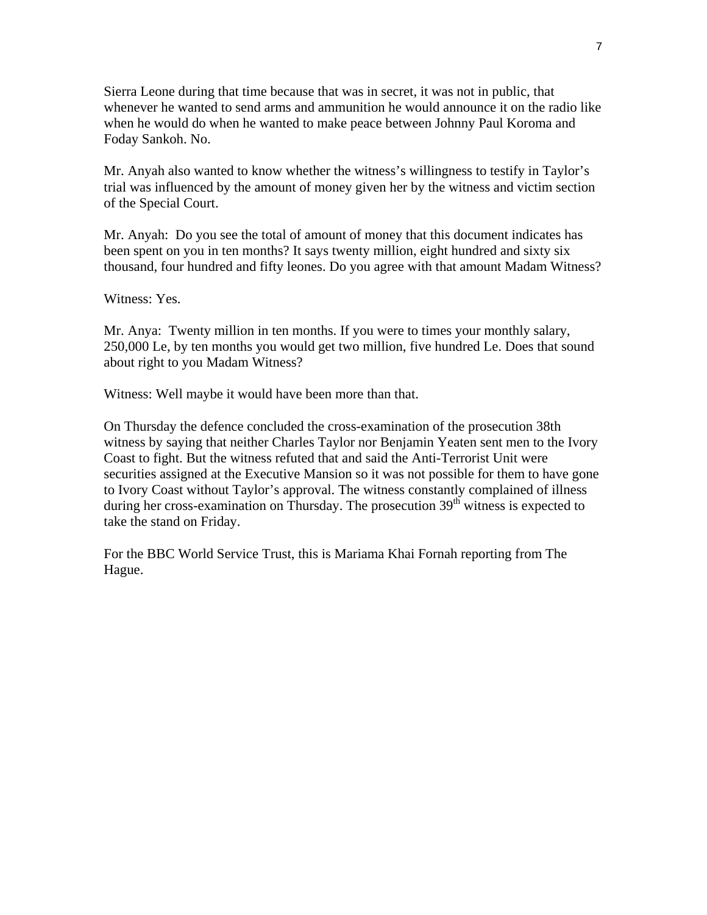Sierra Leone during that time because that was in secret, it was not in public, that whenever he wanted to send arms and ammunition he would announce it on the radio like when he would do when he wanted to make peace between Johnny Paul Koroma and Foday Sankoh. No.

Mr. Anyah also wanted to know whether the witness's willingness to testify in Taylor's trial was influenced by the amount of money given her by the witness and victim section of the Special Court.

Mr. Anyah: Do you see the total of amount of money that this document indicates has been spent on you in ten months? It says twenty million, eight hundred and sixty six thousand, four hundred and fifty leones. Do you agree with that amount Madam Witness?

Witness: Yes.

Mr. Anya: Twenty million in ten months. If you were to times your monthly salary, 250,000 Le, by ten months you would get two million, five hundred Le. Does that sound about right to you Madam Witness?

Witness: Well maybe it would have been more than that.

On Thursday the defence concluded the cross-examination of the prosecution 38th witness by saying that neither Charles Taylor nor Benjamin Yeaten sent men to the Ivory Coast to fight. But the witness refuted that and said the Anti-Terrorist Unit were securities assigned at the Executive Mansion so it was not possible for them to have gone to Ivory Coast without Taylor's approval. The witness constantly complained of illness during her cross-examination on Thursday. The prosecution 39th witness is expected to take the stand on Friday.

For the BBC World Service Trust, this is Mariama Khai Fornah reporting from The Hague.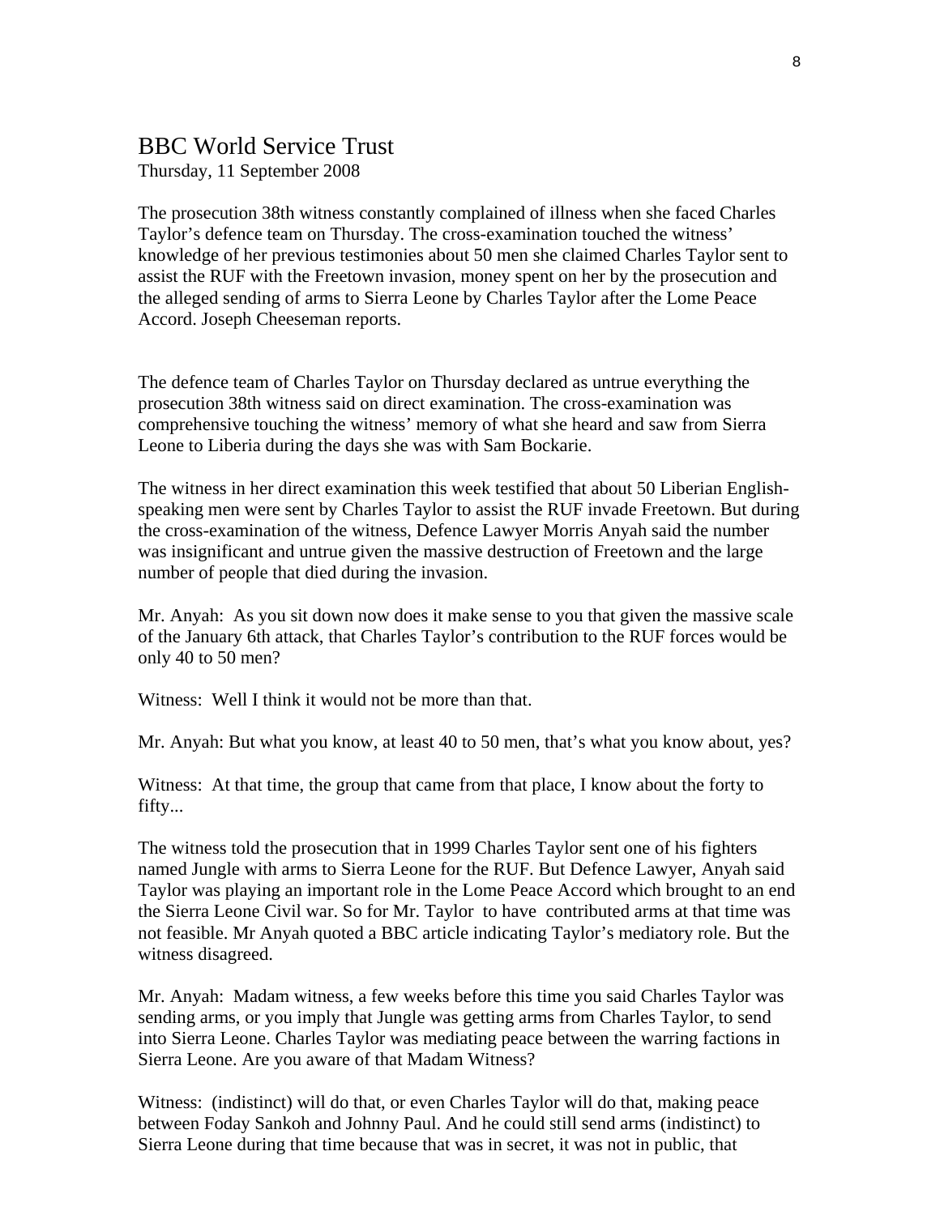# BBC World Service Trust

Thursday, 11 September 2008

The prosecution 38th witness constantly complained of illness when she faced Charles Taylor's defence team on Thursday. The cross-examination touched the witness' knowledge of her previous testimonies about 50 men she claimed Charles Taylor sent to assist the RUF with the Freetown invasion, money spent on her by the prosecution and the alleged sending of arms to Sierra Leone by Charles Taylor after the Lome Peace Accord. Joseph Cheeseman reports.

The defence team of Charles Taylor on Thursday declared as untrue everything the prosecution 38th witness said on direct examination. The cross-examination was comprehensive touching the witness' memory of what she heard and saw from Sierra Leone to Liberia during the days she was with Sam Bockarie.

The witness in her direct examination this week testified that about 50 Liberian English-speaking men were sent by Charles Taylor to assist the RUF invade Freetown. But during the cross-examination of the witness, Defence Lawyer Morris Anyah said the number was insignificant and untrue given the massive destruction of Freetown and the large number of people that died during the invasion.

Mr. Anyah: As you sit down now does it make sense to you that given the massive scale of the January 6th attack, that Charles Taylor's contribution to the RUF forces would be only 40 to 50 men?

Witness: Well I think it would not be more than that.

Mr. Anyah: But what you know, at least 40 to 50 men, that's what you know about, yes?

Witness: At that time, the group that came from that place, I know about the forty to fifty...

The witness told the prosecution that in 1999 Charles Taylor sent one of his fighters named Jungle with arms to Sierra Leone for the RUF. But Defence Lawyer, Anyah said Taylor was playing an important role in the Lome Peace Accord which brought to an end the Sierra Leone Civil war. So for Mr. Taylor to have contributed arms at that time was not feasible. Mr Anyah quoted a BBC article indicating Taylor's mediatory role. But the witness disagreed.

Mr. Anyah: Madam witness, a few weeks before this time you said Charles Taylor was sending arms, or you imply that Jungle was getting arms from Charles Taylor, to send into Sierra Leone. Charles Taylor was mediating peace between the warring factions in Sierra Leone. Are you aware of that Madam Witness?

Witness: (indistinct) will do that, or even Charles Taylor will do that, making peace between Foday Sankoh and Johnny Paul. And he could still send arms (indistinct) to Sierra Leone during that time because that was in secret, it was not in public, that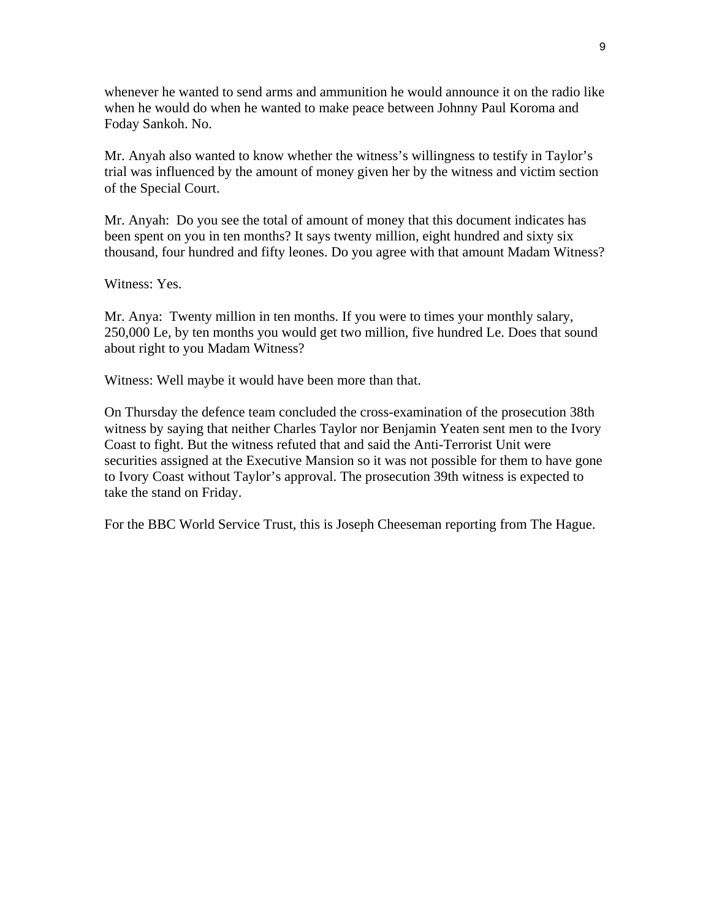whenever he wanted to send arms and ammunition he would announce it on the radio like when he would do when he wanted to make peace between Johnny Paul Koroma and Foday Sankoh. No.

Mr. Anyah also wanted to know whether the witness's willingness to testify in Taylor's trial was influenced by the amount of money given her by the witness and victim section of the Special Court.

Mr. Anyah: Do you see the total of amount of money that this document indicates has been spent on you in ten months? It says twenty million, eight hundred and sixty six thousand, four hundred and fifty leones. Do you agree with that amount Madam Witness?

Witness: Yes.

Mr. Anya: Twenty million in ten months. If you were to times your monthly salary, 250,000 Le, by ten months you would get two million, five hundred Le. Does that sound about right to you Madam Witness?

Witness: Well maybe it would have been more than that.

On Thursday the defence team concluded the cross-examination of the prosecution 38th witness by saying that neither Charles Taylor nor Benjamin Yeaten sent men to the Ivory Coast to fight. But the witness refuted that and said the Anti-Terrorist Unit were securities assigned at the Executive Mansion so it was not possible for them to have gone to Ivory Coast without Taylor's approval. The prosecution 39th witness is expected to take the stand on Friday.

For the BBC World Service Trust, this is Joseph Cheeseman reporting from The Hague.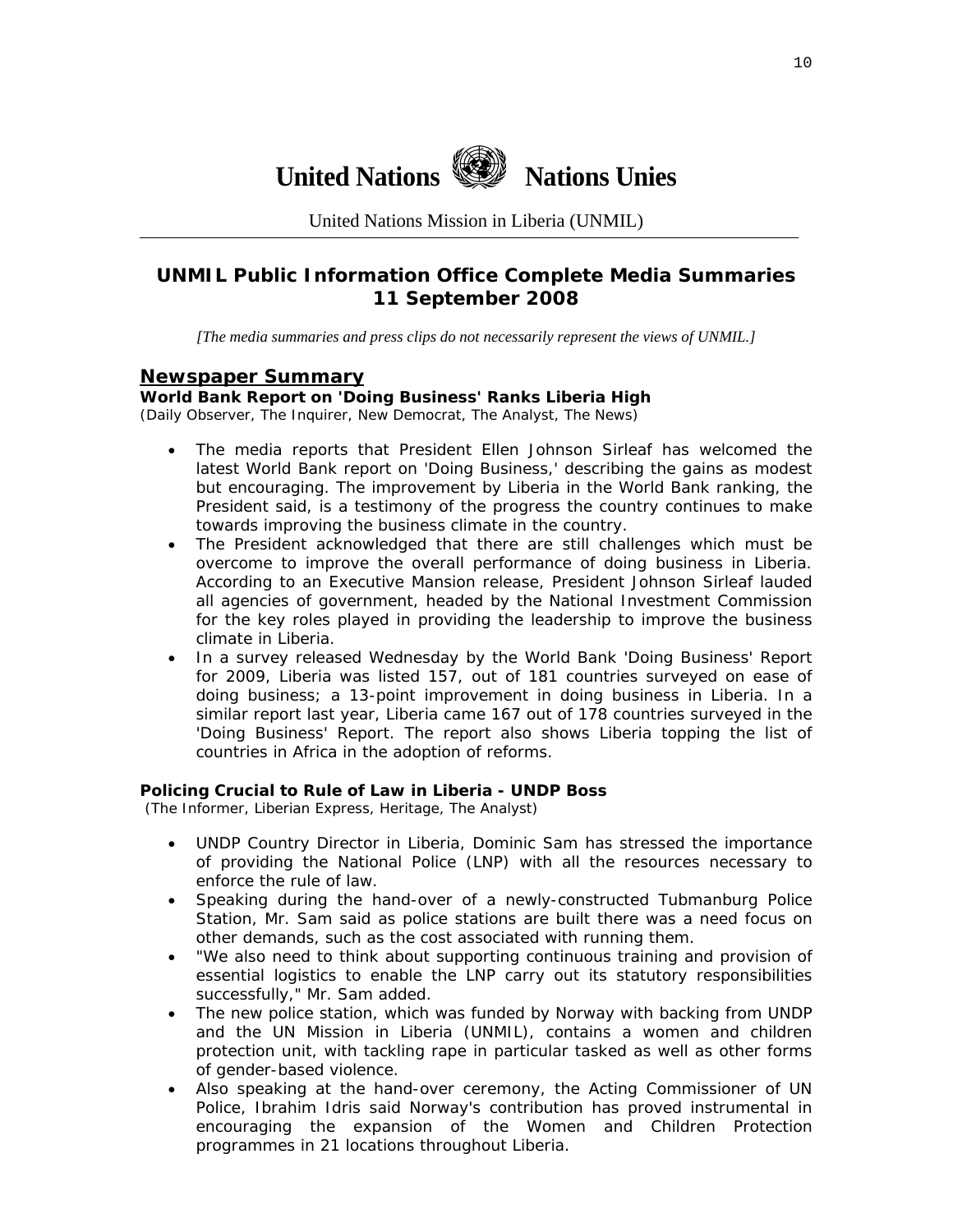**United Nations Nations Unies**

United Nations Mission in Liberia (UNMIL)

# UNMIL Public Information Office Complete Media Summaries
# 11 September 2008

*[The media summaries and press clips do not necessarily represent the views of UNMIL.]*

## Newspaper Summary

**World Bank Report on 'Doing Business' Ranks Liberia High**
(Daily Observer, The Inquirer, New Democrat, The Analyst, The News)

- The media reports that President Ellen Johnson Sirleaf has welcomed the latest World Bank report on 'Doing Business,' describing the gains as modest but encouraging. The improvement by Liberia in the World Bank ranking, the President said, is a testimony of the progress the country continues to make towards improving the business climate in the country.
- The President acknowledged that there are still challenges which must be overcome to improve the overall performance of doing business in Liberia. According to an Executive Mansion release, President Johnson Sirleaf lauded all agencies of government, headed by the National Investment Commission for the key roles played in providing the leadership to improve the business climate in Liberia.
- In a survey released Wednesday by the World Bank 'Doing Business' Report for 2009, Liberia was listed 157, out of 181 countries surveyed on ease of doing business; a 13-point improvement in doing business in Liberia. In a similar report last year, Liberia came 167 out of 178 countries surveyed in the 'Doing Business' Report. The report also shows Liberia topping the list of countries in Africa in the adoption of reforms.

**Policing Crucial to Rule of Law in Liberia - UNDP Boss**
(The Informer, Liberian Express, Heritage, The Analyst)

- UNDP Country Director in Liberia, Dominic Sam has stressed the importance of providing the National Police (LNP) with all the resources necessary to enforce the rule of law.
- Speaking during the hand-over of a newly-constructed Tubmanburg Police Station, Mr. Sam said as police stations are built there was a need focus on other demands, such as the cost associated with running them.
- "We also need to think about supporting continuous training and provision of essential logistics to enable the LNP carry out its statutory responsibilities successfully," Mr. Sam added.
- The new police station, which was funded by Norway with backing from UNDP and the UN Mission in Liberia (UNMIL), contains a women and children protection unit, with tackling rape in particular tasked as well as other forms of gender-based violence.
- Also speaking at the hand-over ceremony, the Acting Commissioner of UN Police, Ibrahim Idris said Norway's contribution has proved instrumental in encouraging the expansion of the Women and Children Protection programmes in 21 locations throughout Liberia.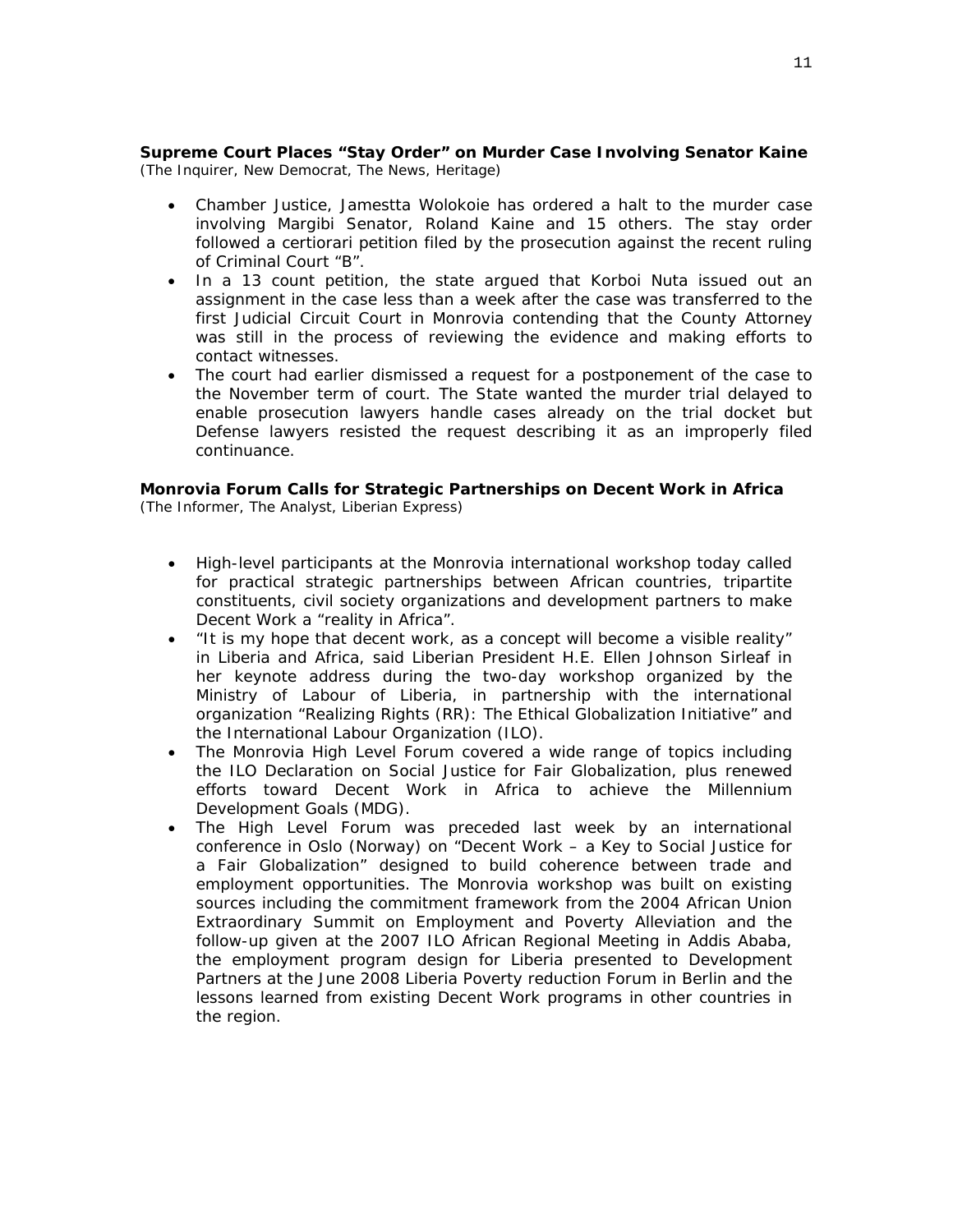**Supreme Court Places "Stay Order" on Murder Case Involving Senator Kaine**
*(The Inquirer, New Democrat, The News, Heritage)*

- Chamber Justice, Jamestta Wolokoie has ordered a halt to the murder case involving Margibi Senator, Roland Kaine and 15 others. The stay order followed a certiorari petition filed by the prosecution against the recent ruling of Criminal Court "B".
- In a 13 count petition, the state argued that Korboi Nuta issued out an assignment in the case less than a week after the case was transferred to the first Judicial Circuit Court in Monrovia contending that the County Attorney was still in the process of reviewing the evidence and making efforts to contact witnesses.
- The court had earlier dismissed a request for a postponement of the case to the November term of court. The State wanted the murder trial delayed to enable prosecution lawyers handle cases already on the trial docket but Defense lawyers resisted the request describing it as an improperly filed continuance.

**Monrovia Forum Calls for Strategic Partnerships on Decent Work in Africa**
*(The Informer, The Analyst, Liberian Express)*

- High-level participants at the Monrovia international workshop today called for practical strategic partnerships between African countries, tripartite constituents, civil society organizations and development partners to make Decent Work a "reality in Africa".
- "It is my hope that decent work, as a concept will become a visible reality" in Liberia and Africa, said Liberian President H.E. Ellen Johnson Sirleaf in her keynote address during the two-day workshop organized by the Ministry of Labour of Liberia, in partnership with the international organization "Realizing Rights (RR): The Ethical Globalization Initiative" and the International Labour Organization (ILO).
- The Monrovia High Level Forum covered a wide range of topics including the ILO Declaration on Social Justice for Fair Globalization, plus renewed efforts toward Decent Work in Africa to achieve the Millennium Development Goals (MDG).
- The High Level Forum was preceded last week by an international conference in Oslo (Norway) on "Decent Work – a Key to Social Justice for a Fair Globalization" designed to build coherence between trade and employment opportunities. The Monrovia workshop was built on existing sources including the commitment framework from the 2004 African Union Extraordinary Summit on Employment and Poverty Alleviation and the follow-up given at the 2007 ILO African Regional Meeting in Addis Ababa, the employment program design for Liberia presented to Development Partners at the June 2008 Liberia Poverty reduction Forum in Berlin and the lessons learned from existing Decent Work programs in other countries in the region.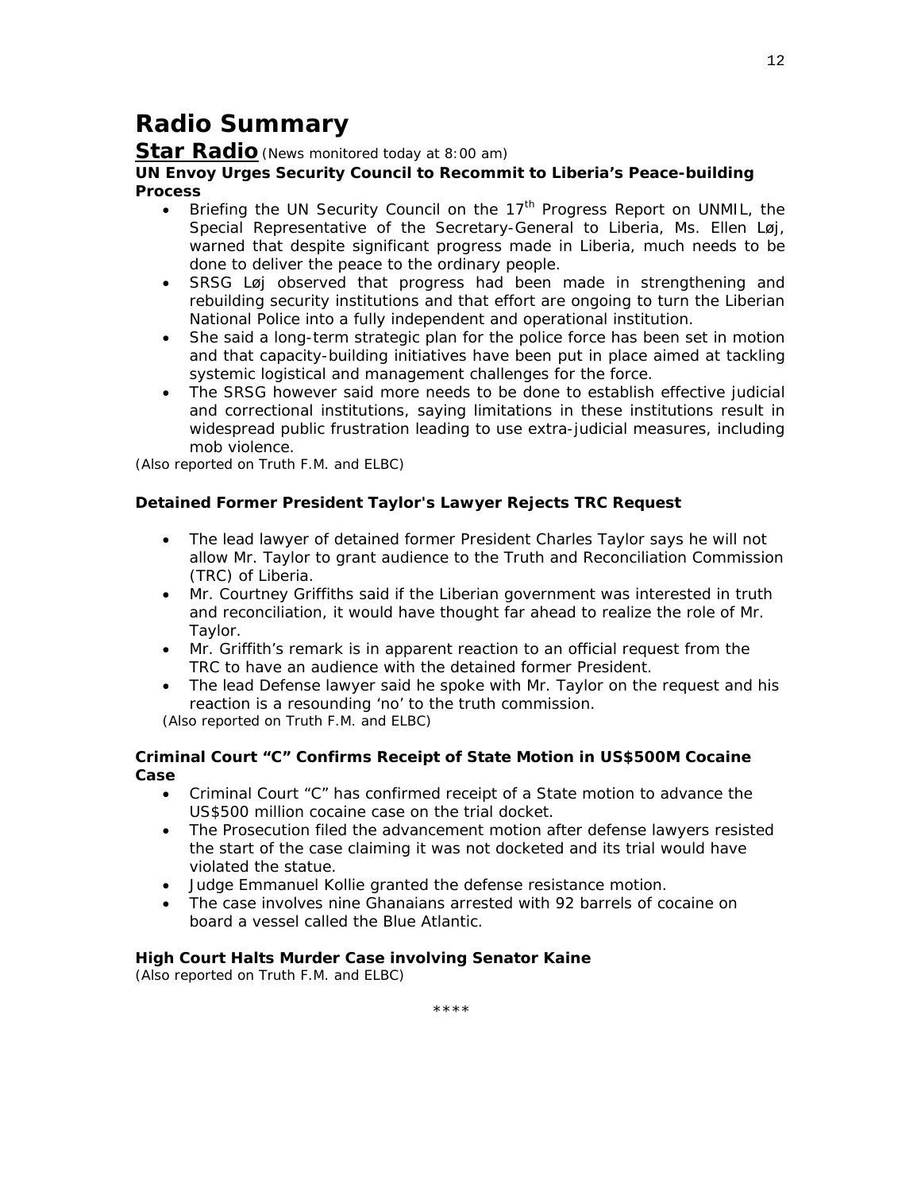# Radio Summary

**Star Radio** *(News monitored today at 8:00 am)*

### UN Envoy Urges Security Council to Recommit to Liberia's Peace-building Process

- Briefing the UN Security Council on the 17th Progress Report on UNMIL, the Special Representative of the Secretary-General to Liberia, Ms. Ellen Løj, warned that despite significant progress made in Liberia, much needs to be done to deliver the peace to the ordinary people.
- SRSG Løj observed that progress had been made in strengthening and rebuilding security institutions and that effort are ongoing to turn the Liberian National Police into a fully independent and operational institution.
- She said a long-term strategic plan for the police force has been set in motion and that capacity-building initiatives have been put in place aimed at tackling systemic logistical and management challenges for the force.
- The SRSG however said more needs to be done to establish effective judicial and correctional institutions, saying limitations in these institutions result in widespread public frustration leading to use extra-judicial measures, including mob violence.

*(Also reported on Truth F.M. and ELBC)*

### Detained Former President Taylor's Lawyer Rejects TRC Request

- The lead lawyer of detained former President Charles Taylor says he will not allow Mr. Taylor to grant audience to the Truth and Reconciliation Commission (TRC) of Liberia.
- Mr. Courtney Griffiths said if the Liberian government was interested in truth and reconciliation, it would have thought far ahead to realize the role of Mr. Taylor.
- Mr. Griffith's remark is in apparent reaction to an official request from the TRC to have an audience with the detained former President.
- The lead Defense lawyer said he spoke with Mr. Taylor on the request and his reaction is a resounding 'no' to the truth commission.

*(Also reported on Truth F.M. and ELBC)*

### Criminal Court "C" Confirms Receipt of State Motion in US$500M Cocaine Case

- Criminal Court "C" has confirmed receipt of a State motion to advance the US$500 million cocaine case on the trial docket.
- The Prosecution filed the advancement motion after defense lawyers resisted the start of the case claiming it was not docketed and its trial would have violated the statue.
- Judge Emmanuel Kollie granted the defense resistance motion.
- The case involves nine Ghanaians arrested with 92 barrels of cocaine on board a vessel called the Blue Atlantic.

### High Court Halts Murder Case involving Senator Kaine

*(Also reported on Truth F.M. and ELBC)*

\*\*\*\*